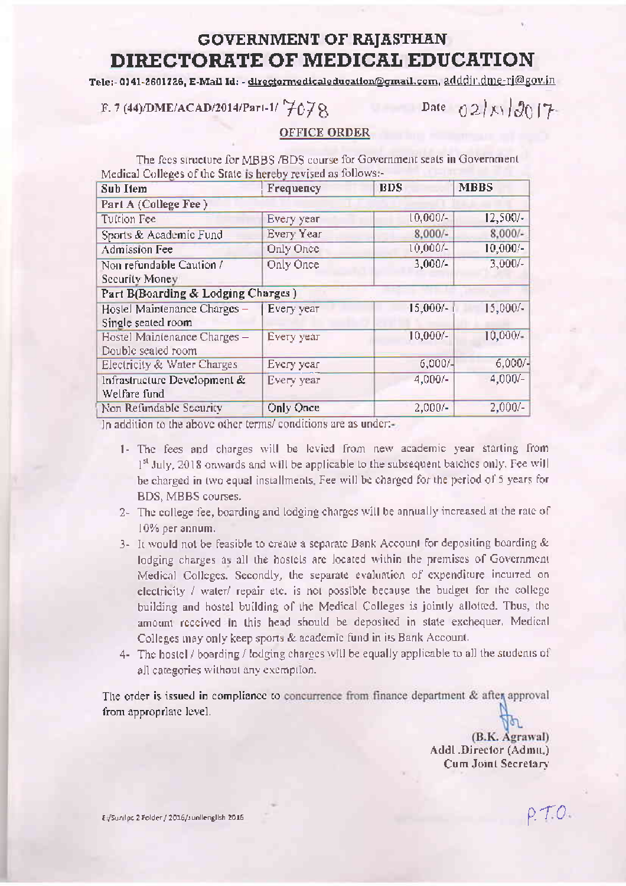# GOVERNMENT OF RAJASTHAN
# DIRECTORATE OF MEDICAL EDUCATION

Tele:- 0141-2601726, E-Mail Id: - directormedicaleducation@gmail.com, adddir.dme-rj@gov.in

F. 7 (44)/DME/ACAD/2014/Part-1/ 7078 Date 02/XI/2017

## OFFICE ORDER

The fees structure for MBBS /BDS course for Government seats in Government Medical Colleges of the State is hereby revised as follows:-

| Sub Item | Frequency | BDS | MBBS |
|---|---|---|---|
| **Part A (College Fee)** | | | |
| Tuition Fee | Every year | 10,000/- | 12,500/- |
| Sports & Academic Fund | Every Year | 8,000/- | 8,000/- |
| Admission Fee | Only Once | 10,000/- | 10,000/- |
| Non refundable Caution / Security Money | Only Once | 3,000/- | 3,000/- |
| **Part B(Boarding & Lodging Charges)** | | | |
| Hostel Maintenance Charges – Single seated room | Every year | 15,000/- | 15,000/- |
| Hostel Maintenance Charges – Double seated room | Every year | 10,000/- | 10,000/- |
| Electricity & Water Charges | Every year | 6,000/- | 6,000/- |
| Infrastructure Development & Welfare fund | Every year | 4,000/- | 4,000/- |
| Non Refundable Security | Only Once | 2,000/- | 2,000/- |

In addition to the above other terms/ conditions are as under:-

1- The fees and charges will be levied from new academic year starting from 1st July, 2018 onwards and will be applicable to the subsequent batches only. Fee will be charged in two equal installments. Fee will be charged for the period of 5 years for BDS, MBBS courses.

2- The college fee, boarding and lodging charges will be annually increased at the rate of 10% per annum.

3- It would not be feasible to create a separate Bank Account for depositing boarding & lodging charges as all the hostels are located within the premises of Government Medical Colleges. Secondly, the separate evaluation of expenditure incurred on electricity / water/ repair etc. is not possible because the budget for the college building and hostel building of the Medical Colleges is jointly allotted. Thus, the amount received in this head should be deposited in state exchequer. Medical Colleges may only keep sports & academic fund in its Bank Account.

4- The hostel / boarding / lodging charges will be equally applicable to all the students of all categories without any exemption.

The order is issued in compliance to concurrence from finance department & after approval from appropriate level.

(B.K. Agrawal)
Addl .Director (Admn.)
Cum Joint Secretary

E:/Sunilpc 2 Folder / 2016/sunilenglish 2016

P.T.O.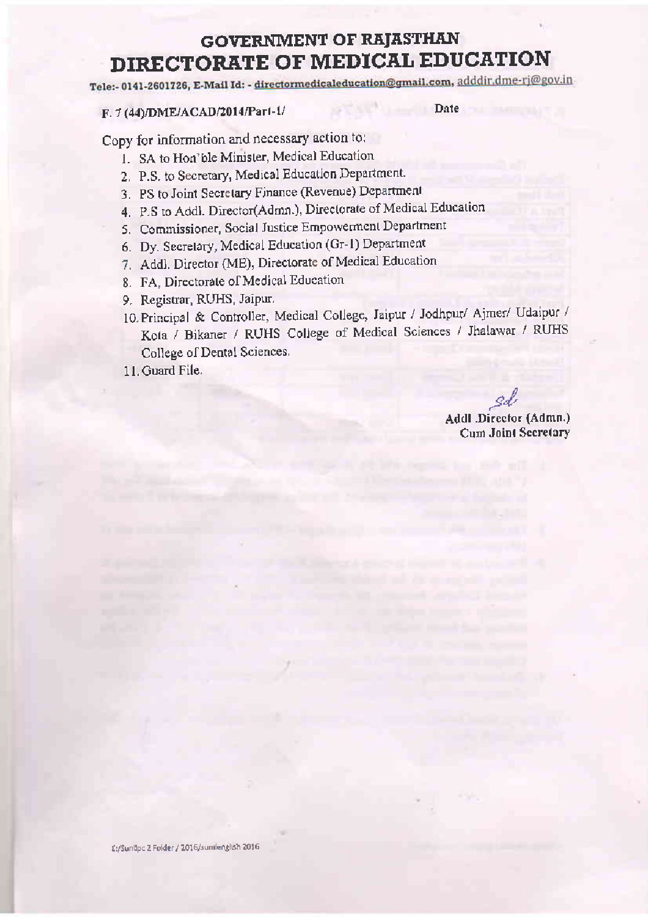# GOVERNMENT OF RAJASTHAN
# DIRECTORATE OF MEDICAL EDUCATION

**Tele:- 0141-2601726, E-Mail Id: - directormedicaleducation@gmail.com, adddir.dme-rj@gov.in**

**F. 7 (44)/DME/ACAD/2014/Part-1/** **Date**

Copy for information and necessary action to:

1. SA to Hon'ble Minister, Medical Education
2. P.S. to Secretary, Medical Education Department.
3. PS to Joint Secretary Finance (Revenue) Department
4. P.S to Addl. Director(Admn.), Directorate of Medical Education
5. Commissioner, Social Justice Empowerment Department
6. Dy. Secretary, Medical Education (Gr-1) Department
7. Addl. Director (ME), Directorate of Medical Education
8. FA, Directorate of Medical Education
9. Registrar, RUHS, Jaipur.
10. Principal & Controller, Medical College, Jaipur / Jodhpur/ Ajmer/ Udaipur / Kota / Bikaner / RUHS College of Medical Sciences / Jhalawar / RUHS College of Dental Sciences.
11. Guard File.

Sd/

**Addl .Director (Admn.)**
**Cum Joint Secretary**